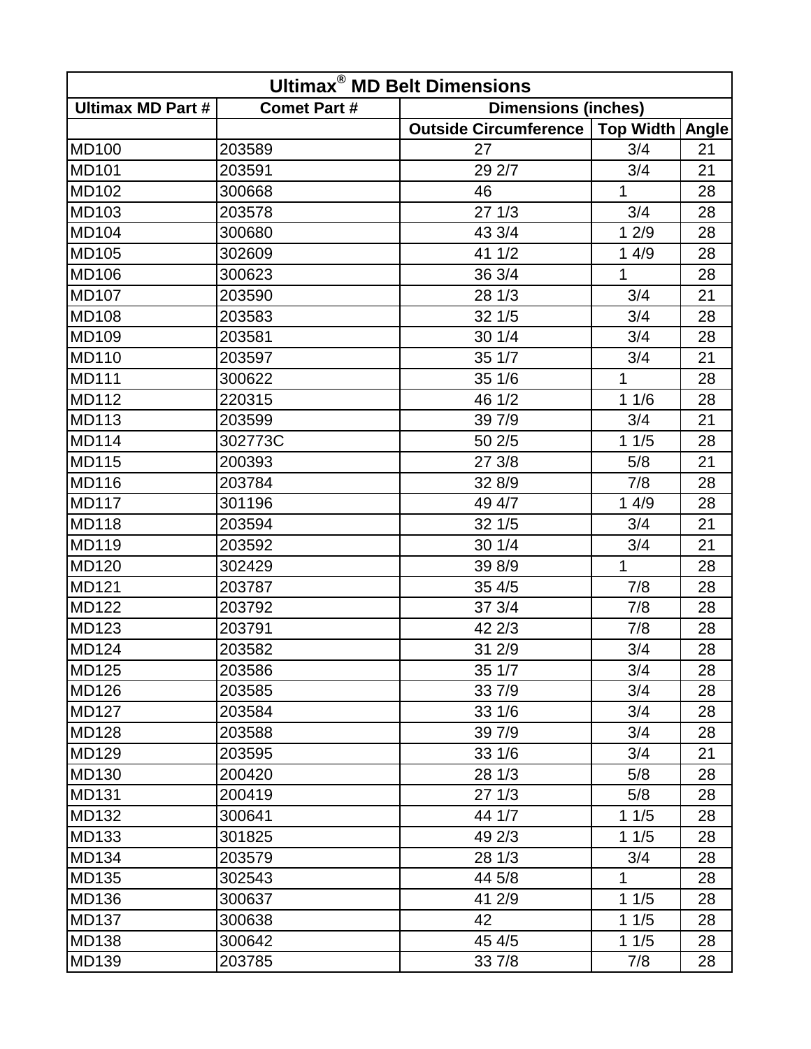| Ultimax® MD Belt Dimensions | | | | |
|---|---|---|---|---|
| **Ultimax MD Part #** | **Comet Part #** | **Dimensions (inches)** | | |
| | | **Outside Circumference** | **Top Width** | **Angle** |
| MD100 | 203589 | 27 | 3/4 | 21 |
| MD101 | 203591 | 29 2/7 | 3/4 | 21 |
| MD102 | 300668 | 46 | 1 | 28 |
| MD103 | 203578 | 27 1/3 | 3/4 | 28 |
| MD104 | 300680 | 43 3/4 | 1 2/9 | 28 |
| MD105 | 302609 | 41 1/2 | 1 4/9 | 28 |
| MD106 | 300623 | 36 3/4 | 1 | 28 |
| MD107 | 203590 | 28 1/3 | 3/4 | 21 |
| MD108 | 203583 | 32 1/5 | 3/4 | 28 |
| MD109 | 203581 | 30 1/4 | 3/4 | 28 |
| MD110 | 203597 | 35 1/7 | 3/4 | 21 |
| MD111 | 300622 | 35 1/6 | 1 | 28 |
| MD112 | 220315 | 46 1/2 | 1 1/6 | 28 |
| MD113 | 203599 | 39 7/9 | 3/4 | 21 |
| MD114 | 302773C | 50 2/5 | 1 1/5 | 28 |
| MD115 | 200393 | 27 3/8 | 5/8 | 21 |
| MD116 | 203784 | 32 8/9 | 7/8 | 28 |
| MD117 | 301196 | 49 4/7 | 1 4/9 | 28 |
| MD118 | 203594 | 32 1/5 | 3/4 | 21 |
| MD119 | 203592 | 30 1/4 | 3/4 | 21 |
| MD120 | 302429 | 39 8/9 | 1 | 28 |
| MD121 | 203787 | 35 4/5 | 7/8 | 28 |
| MD122 | 203792 | 37 3/4 | 7/8 | 28 |
| MD123 | 203791 | 42 2/3 | 7/8 | 28 |
| MD124 | 203582 | 31 2/9 | 3/4 | 28 |
| MD125 | 203586 | 35 1/7 | 3/4 | 28 |
| MD126 | 203585 | 33 7/9 | 3/4 | 28 |
| MD127 | 203584 | 33 1/6 | 3/4 | 28 |
| MD128 | 203588 | 39 7/9 | 3/4 | 28 |
| MD129 | 203595 | 33 1/6 | 3/4 | 21 |
| MD130 | 200420 | 28 1/3 | 5/8 | 28 |
| MD131 | 200419 | 27 1/3 | 5/8 | 28 |
| MD132 | 300641 | 44 1/7 | 1 1/5 | 28 |
| MD133 | 301825 | 49 2/3 | 1 1/5 | 28 |
| MD134 | 203579 | 28 1/3 | 3/4 | 28 |
| MD135 | 302543 | 44 5/8 | 1 | 28 |
| MD136 | 300637 | 41 2/9 | 1 1/5 | 28 |
| MD137 | 300638 | 42 | 1 1/5 | 28 |
| MD138 | 300642 | 45 4/5 | 1 1/5 | 28 |
| MD139 | 203785 | 33 7/8 | 7/8 | 28 |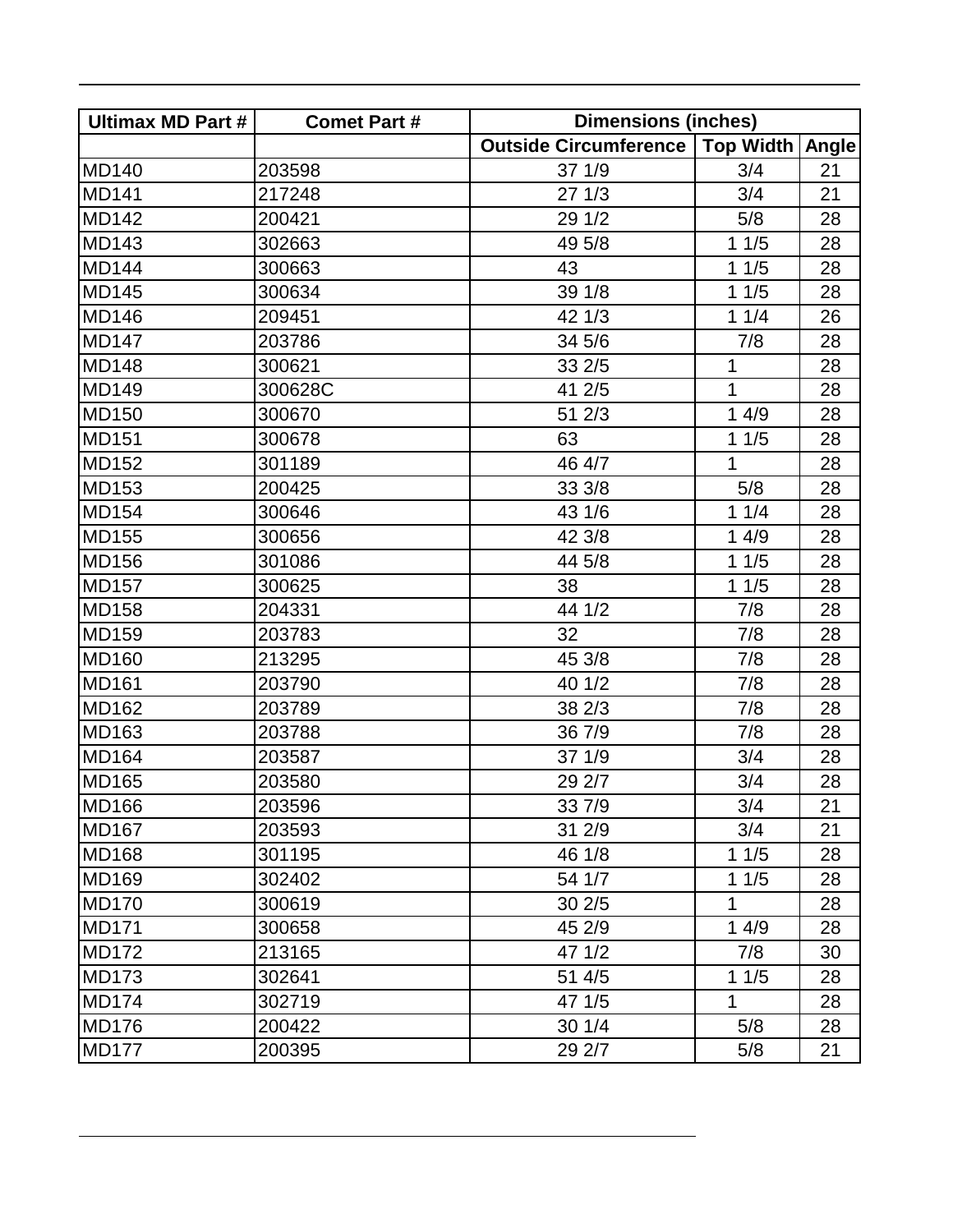| Ultimax MD Part # | Comet Part # | Dimensions (inches) | | |
|---|---|---|---|---|
| | | Outside Circumference | Top Width | Angle |
| MD140 | 203598 | 37 1/9 | 3/4 | 21 |
| MD141 | 217248 | 27 1/3 | 3/4 | 21 |
| MD142 | 200421 | 29 1/2 | 5/8 | 28 |
| MD143 | 302663 | 49 5/8 | 1 1/5 | 28 |
| MD144 | 300663 | 43 | 1 1/5 | 28 |
| MD145 | 300634 | 39 1/8 | 1 1/5 | 28 |
| MD146 | 209451 | 42 1/3 | 1 1/4 | 26 |
| MD147 | 203786 | 34 5/6 | 7/8 | 28 |
| MD148 | 300621 | 33 2/5 | 1 | 28 |
| MD149 | 300628C | 41 2/5 | 1 | 28 |
| MD150 | 300670 | 51 2/3 | 1 4/9 | 28 |
| MD151 | 300678 | 63 | 1 1/5 | 28 |
| MD152 | 301189 | 46 4/7 | 1 | 28 |
| MD153 | 200425 | 33 3/8 | 5/8 | 28 |
| MD154 | 300646 | 43 1/6 | 1 1/4 | 28 |
| MD155 | 300656 | 42 3/8 | 1 4/9 | 28 |
| MD156 | 301086 | 44 5/8 | 1 1/5 | 28 |
| MD157 | 300625 | 38 | 1 1/5 | 28 |
| MD158 | 204331 | 44 1/2 | 7/8 | 28 |
| MD159 | 203783 | 32 | 7/8 | 28 |
| MD160 | 213295 | 45 3/8 | 7/8 | 28 |
| MD161 | 203790 | 40 1/2 | 7/8 | 28 |
| MD162 | 203789 | 38 2/3 | 7/8 | 28 |
| MD163 | 203788 | 36 7/9 | 7/8 | 28 |
| MD164 | 203587 | 37 1/9 | 3/4 | 28 |
| MD165 | 203580 | 29 2/7 | 3/4 | 28 |
| MD166 | 203596 | 33 7/9 | 3/4 | 21 |
| MD167 | 203593 | 31 2/9 | 3/4 | 21 |
| MD168 | 301195 | 46 1/8 | 1 1/5 | 28 |
| MD169 | 302402 | 54 1/7 | 1 1/5 | 28 |
| MD170 | 300619 | 30 2/5 | 1 | 28 |
| MD171 | 300658 | 45 2/9 | 1 4/9 | 28 |
| MD172 | 213165 | 47 1/2 | 7/8 | 30 |
| MD173 | 302641 | 51 4/5 | 1 1/5 | 28 |
| MD174 | 302719 | 47 1/5 | 1 | 28 |
| MD176 | 200422 | 30 1/4 | 5/8 | 28 |
| MD177 | 200395 | 29 2/7 | 5/8 | 21 |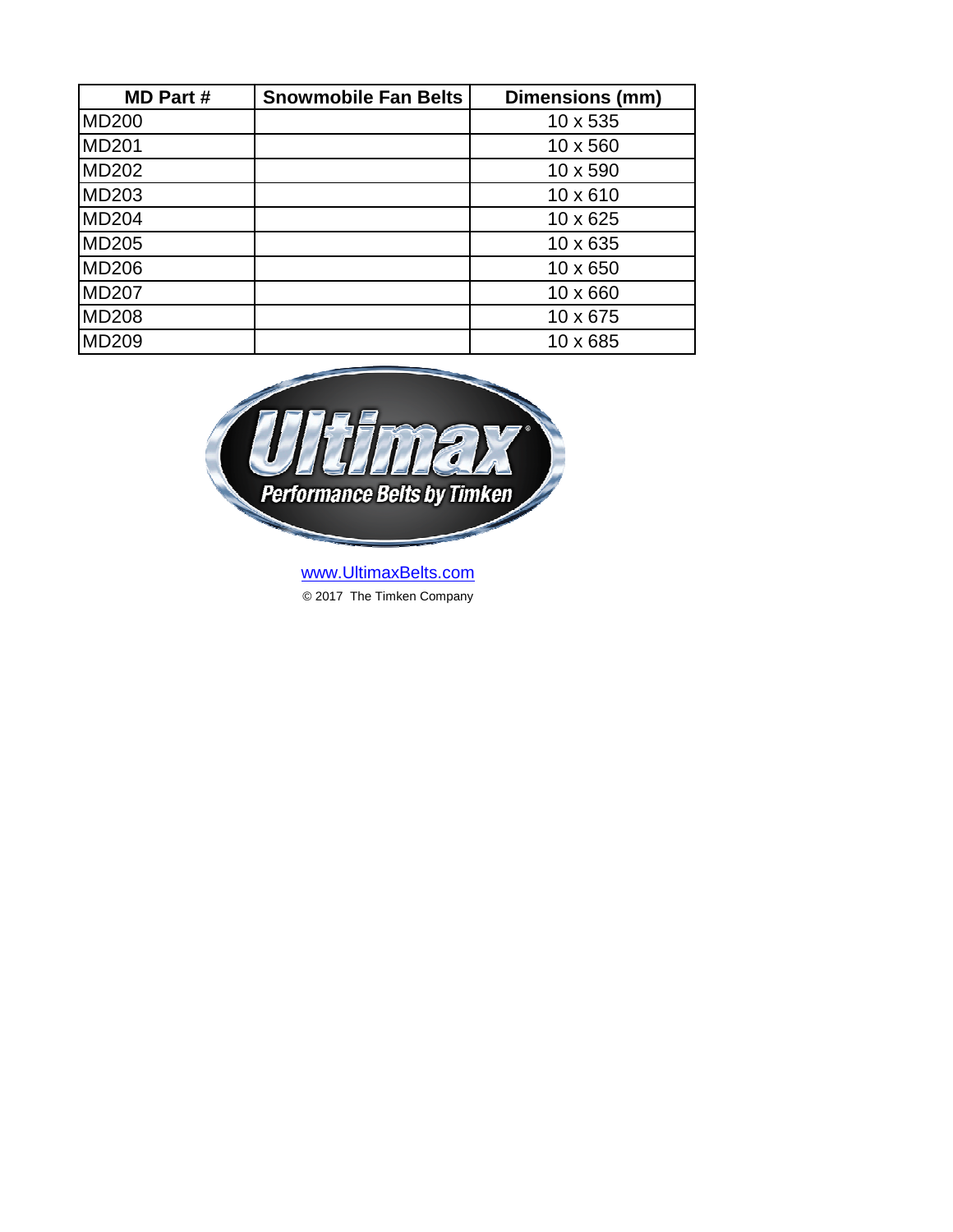| MD Part # | Snowmobile Fan Belts | Dimensions (mm) |
| --- | --- | --- |
| MD200 | | 10 x 535 |
| MD201 | | 10 x 560 |
| MD202 | | 10 x 590 |
| MD203 | | 10 x 610 |
| MD204 | | 10 x 625 |
| MD205 | | 10 x 635 |
| MD206 | | 10 x 650 |
| MD207 | | 10 x 660 |
| MD208 | | 10 x 675 |
| MD209 | | 10 x 685 |

Ultimax®

Performance Belts by Timken

www.UltimaxBelts.com

© 2017 The Timken Company